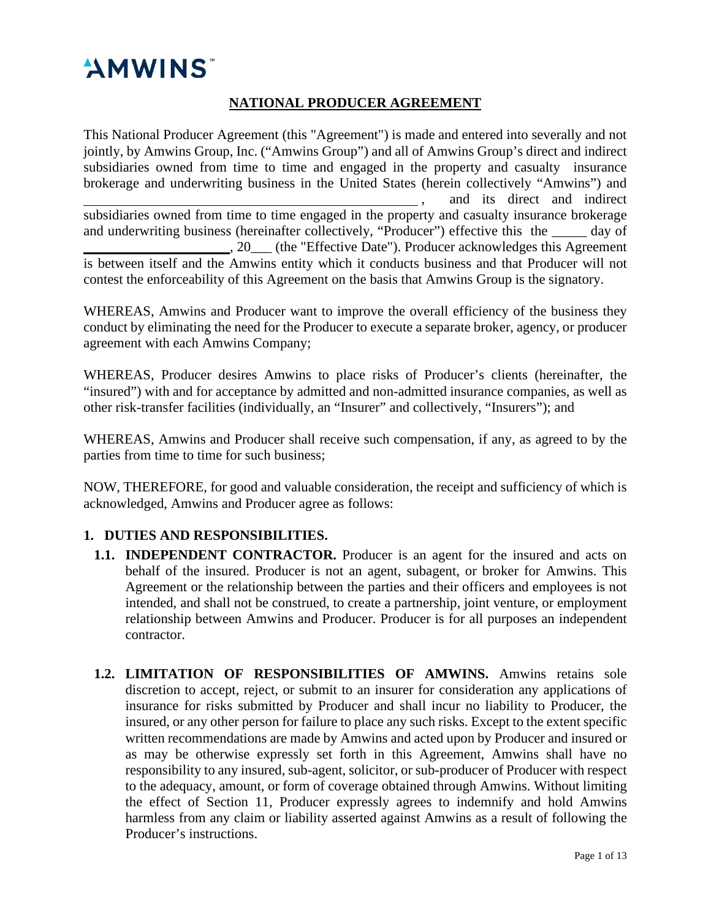AMWINS™

# NATIONAL PRODUCER AGREEMENT

This National Producer Agreement (this "Agreement") is made and entered into severally and not jointly, by Amwins Group, Inc. ("Amwins Group") and all of Amwins Group's direct and indirect subsidiaries owned from time to time and engaged in the property and casualty insurance brokerage and underwriting business in the United States (herein collectively "Amwins") and \_\_\_\_\_\_\_\_\_\_\_\_\_\_\_\_\_\_\_\_\_\_\_\_\_\_\_\_\_\_\_\_\_\_\_\_\_\_\_\_\_\_\_\_\_\_\_\_, and its direct and indirect subsidiaries owned from time to time engaged in the property and casualty insurance brokerage and underwriting business (hereinafter collectively, "Producer") effective this the \_\_\_\_\_ day of \_\_\_\_\_\_\_\_\_\_\_\_\_\_\_\_\_\_\_\_, 20\_\_\_ (the "Effective Date"). Producer acknowledges this Agreement is between itself and the Amwins entity which it conducts business and that Producer will not contest the enforceability of this Agreement on the basis that Amwins Group is the signatory.

WHEREAS, Amwins and Producer want to improve the overall efficiency of the business they conduct by eliminating the need for the Producer to execute a separate broker, agency, or producer agreement with each Amwins Company;

WHEREAS, Producer desires Amwins to place risks of Producer's clients (hereinafter, the "insured") with and for acceptance by admitted and non-admitted insurance companies, as well as other risk-transfer facilities (individually, an "Insurer" and collectively, "Insurers"); and

WHEREAS, Amwins and Producer shall receive such compensation, if any, as agreed to by the parties from time to time for such business;

NOW, THEREFORE, for good and valuable consideration, the receipt and sufficiency of which is acknowledged, Amwins and Producer agree as follows:

## 1. DUTIES AND RESPONSIBILITIES.

**1.1. INDEPENDENT CONTRACTOR.** Producer is an agent for the insured and acts on behalf of the insured. Producer is not an agent, subagent, or broker for Amwins. This Agreement or the relationship between the parties and their officers and employees is not intended, and shall not be construed, to create a partnership, joint venture, or employment relationship between Amwins and Producer. Producer is for all purposes an independent contractor.

**1.2. LIMITATION OF RESPONSIBILITIES OF AMWINS.** Amwins retains sole discretion to accept, reject, or submit to an insurer for consideration any applications of insurance for risks submitted by Producer and shall incur no liability to Producer, the insured, or any other person for failure to place any such risks. Except to the extent specific written recommendations are made by Amwins and acted upon by Producer and insured or as may be otherwise expressly set forth in this Agreement, Amwins shall have no responsibility to any insured, sub-agent, solicitor, or sub-producer of Producer with respect to the adequacy, amount, or form of coverage obtained through Amwins. Without limiting the effect of Section 11, Producer expressly agrees to indemnify and hold Amwins harmless from any claim or liability asserted against Amwins as a result of following the Producer's instructions.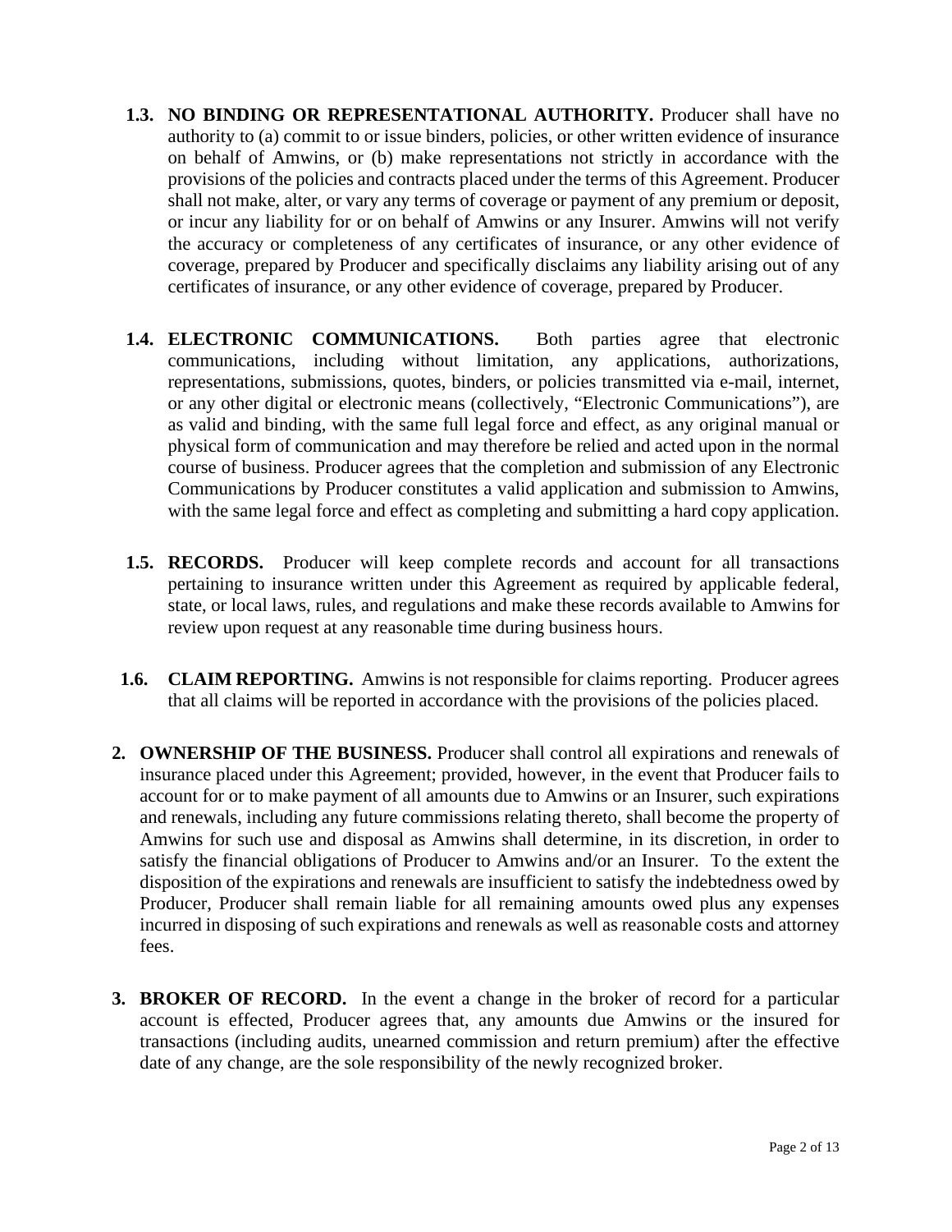**1.3. NO BINDING OR REPRESENTATIONAL AUTHORITY.** Producer shall have no authority to (a) commit to or issue binders, policies, or other written evidence of insurance on behalf of Amwins, or (b) make representations not strictly in accordance with the provisions of the policies and contracts placed under the terms of this Agreement. Producer shall not make, alter, or vary any terms of coverage or payment of any premium or deposit, or incur any liability for or on behalf of Amwins or any Insurer. Amwins will not verify the accuracy or completeness of any certificates of insurance, or any other evidence of coverage, prepared by Producer and specifically disclaims any liability arising out of any certificates of insurance, or any other evidence of coverage, prepared by Producer.

**1.4. ELECTRONIC COMMUNICATIONS.** Both parties agree that electronic communications, including without limitation, any applications, authorizations, representations, submissions, quotes, binders, or policies transmitted via e-mail, internet, or any other digital or electronic means (collectively, "Electronic Communications"), are as valid and binding, with the same full legal force and effect, as any original manual or physical form of communication and may therefore be relied and acted upon in the normal course of business. Producer agrees that the completion and submission of any Electronic Communications by Producer constitutes a valid application and submission to Amwins, with the same legal force and effect as completing and submitting a hard copy application.

**1.5. RECORDS.** Producer will keep complete records and account for all transactions pertaining to insurance written under this Agreement as required by applicable federal, state, or local laws, rules, and regulations and make these records available to Amwins for review upon request at any reasonable time during business hours.

**1.6. CLAIM REPORTING.** Amwins is not responsible for claims reporting. Producer agrees that all claims will be reported in accordance with the provisions of the policies placed.

**2. OWNERSHIP OF THE BUSINESS.** Producer shall control all expirations and renewals of insurance placed under this Agreement; provided, however, in the event that Producer fails to account for or to make payment of all amounts due to Amwins or an Insurer, such expirations and renewals, including any future commissions relating thereto, shall become the property of Amwins for such use and disposal as Amwins shall determine, in its discretion, in order to satisfy the financial obligations of Producer to Amwins and/or an Insurer. To the extent the disposition of the expirations and renewals are insufficient to satisfy the indebtedness owed by Producer, Producer shall remain liable for all remaining amounts owed plus any expenses incurred in disposing of such expirations and renewals as well as reasonable costs and attorney fees.

**3. BROKER OF RECORD.** In the event a change in the broker of record for a particular account is effected, Producer agrees that, any amounts due Amwins or the insured for transactions (including audits, unearned commission and return premium) after the effective date of any change, are the sole responsibility of the newly recognized broker.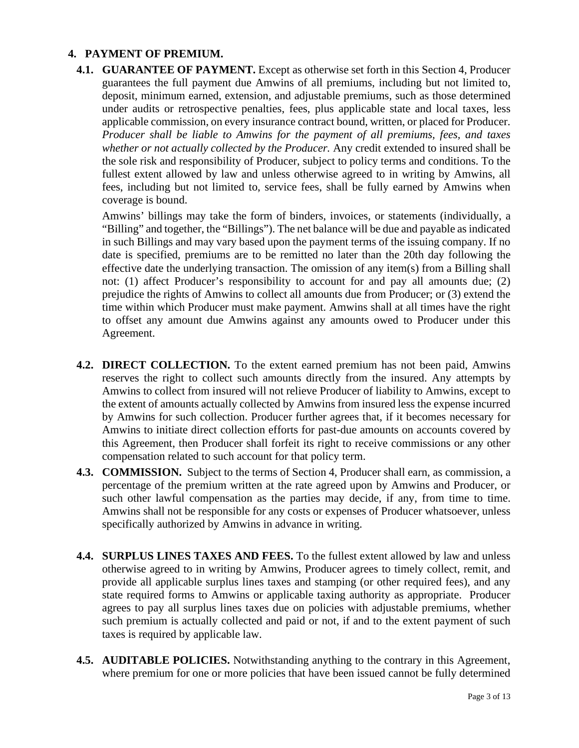## 4. PAYMENT OF PREMIUM.

**4.1. GUARANTEE OF PAYMENT.** Except as otherwise set forth in this Section 4, Producer guarantees the full payment due Amwins of all premiums, including but not limited to, deposit, minimum earned, extension, and adjustable premiums, such as those determined under audits or retrospective penalties, fees, plus applicable state and local taxes, less applicable commission, on every insurance contract bound, written, or placed for Producer. *Producer shall be liable to Amwins for the payment of all premiums, fees, and taxes whether or not actually collected by the Producer.* Any credit extended to insured shall be the sole risk and responsibility of Producer, subject to policy terms and conditions. To the fullest extent allowed by law and unless otherwise agreed to in writing by Amwins, all fees, including but not limited to, service fees, shall be fully earned by Amwins when coverage is bound.

Amwins' billings may take the form of binders, invoices, or statements (individually, a "Billing" and together, the "Billings"). The net balance will be due and payable as indicated in such Billings and may vary based upon the payment terms of the issuing company. If no date is specified, premiums are to be remitted no later than the 20th day following the effective date the underlying transaction. The omission of any item(s) from a Billing shall not: (1) affect Producer's responsibility to account for and pay all amounts due; (2) prejudice the rights of Amwins to collect all amounts due from Producer; or (3) extend the time within which Producer must make payment. Amwins shall at all times have the right to offset any amount due Amwins against any amounts owed to Producer under this Agreement.

**4.2. DIRECT COLLECTION.** To the extent earned premium has not been paid, Amwins reserves the right to collect such amounts directly from the insured. Any attempts by Amwins to collect from insured will not relieve Producer of liability to Amwins, except to the extent of amounts actually collected by Amwins from insured less the expense incurred by Amwins for such collection. Producer further agrees that, if it becomes necessary for Amwins to initiate direct collection efforts for past-due amounts on accounts covered by this Agreement, then Producer shall forfeit its right to receive commissions or any other compensation related to such account for that policy term.

**4.3. COMMISSION.** Subject to the terms of Section 4, Producer shall earn, as commission, a percentage of the premium written at the rate agreed upon by Amwins and Producer, or such other lawful compensation as the parties may decide, if any, from time to time. Amwins shall not be responsible for any costs or expenses of Producer whatsoever, unless specifically authorized by Amwins in advance in writing.

**4.4. SURPLUS LINES TAXES AND FEES.** To the fullest extent allowed by law and unless otherwise agreed to in writing by Amwins, Producer agrees to timely collect, remit, and provide all applicable surplus lines taxes and stamping (or other required fees), and any state required forms to Amwins or applicable taxing authority as appropriate. Producer agrees to pay all surplus lines taxes due on policies with adjustable premiums, whether such premium is actually collected and paid or not, if and to the extent payment of such taxes is required by applicable law.

**4.5. AUDITABLE POLICIES.** Notwithstanding anything to the contrary in this Agreement, where premium for one or more policies that have been issued cannot be fully determined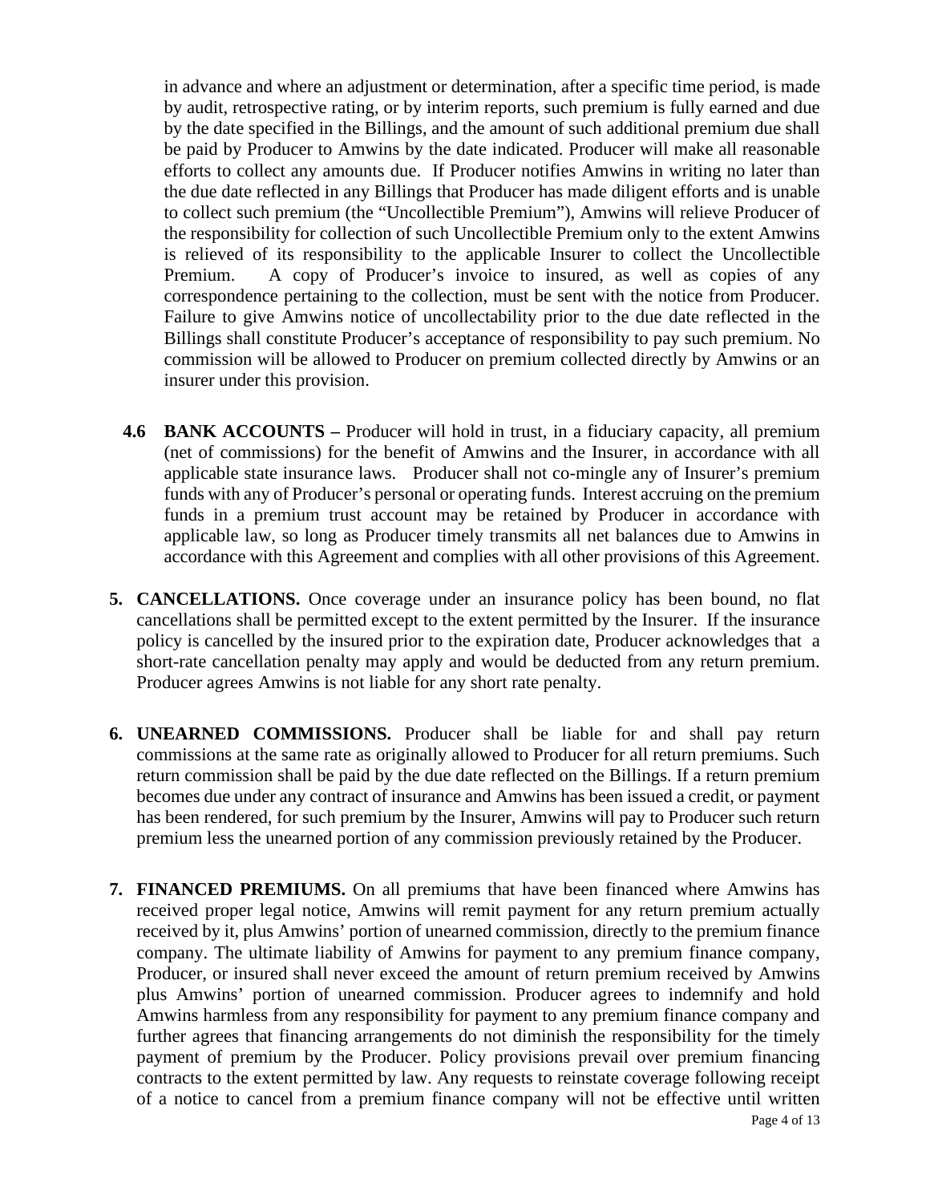in advance and where an adjustment or determination, after a specific time period, is made by audit, retrospective rating, or by interim reports, such premium is fully earned and due by the date specified in the Billings, and the amount of such additional premium due shall be paid by Producer to Amwins by the date indicated. Producer will make all reasonable efforts to collect any amounts due. If Producer notifies Amwins in writing no later than the due date reflected in any Billings that Producer has made diligent efforts and is unable to collect such premium (the "Uncollectible Premium"), Amwins will relieve Producer of the responsibility for collection of such Uncollectible Premium only to the extent Amwins is relieved of its responsibility to the applicable Insurer to collect the Uncollectible Premium. A copy of Producer's invoice to insured, as well as copies of any correspondence pertaining to the collection, must be sent with the notice from Producer. Failure to give Amwins notice of uncollectability prior to the due date reflected in the Billings shall constitute Producer's acceptance of responsibility to pay such premium. No commission will be allowed to Producer on premium collected directly by Amwins or an insurer under this provision.

**4.6 BANK ACCOUNTS –** Producer will hold in trust, in a fiduciary capacity, all premium (net of commissions) for the benefit of Amwins and the Insurer, in accordance with all applicable state insurance laws. Producer shall not co-mingle any of Insurer's premium funds with any of Producer's personal or operating funds. Interest accruing on the premium funds in a premium trust account may be retained by Producer in accordance with applicable law, so long as Producer timely transmits all net balances due to Amwins in accordance with this Agreement and complies with all other provisions of this Agreement.

**5. CANCELLATIONS.** Once coverage under an insurance policy has been bound, no flat cancellations shall be permitted except to the extent permitted by the Insurer. If the insurance policy is cancelled by the insured prior to the expiration date, Producer acknowledges that a short-rate cancellation penalty may apply and would be deducted from any return premium. Producer agrees Amwins is not liable for any short rate penalty.

**6. UNEARNED COMMISSIONS.** Producer shall be liable for and shall pay return commissions at the same rate as originally allowed to Producer for all return premiums. Such return commission shall be paid by the due date reflected on the Billings. If a return premium becomes due under any contract of insurance and Amwins has been issued a credit, or payment has been rendered, for such premium by the Insurer, Amwins will pay to Producer such return premium less the unearned portion of any commission previously retained by the Producer.

**7. FINANCED PREMIUMS.** On all premiums that have been financed where Amwins has received proper legal notice, Amwins will remit payment for any return premium actually received by it, plus Amwins' portion of unearned commission, directly to the premium finance company. The ultimate liability of Amwins for payment to any premium finance company, Producer, or insured shall never exceed the amount of return premium received by Amwins plus Amwins' portion of unearned commission. Producer agrees to indemnify and hold Amwins harmless from any responsibility for payment to any premium finance company and further agrees that financing arrangements do not diminish the responsibility for the timely payment of premium by the Producer. Policy provisions prevail over premium financing contracts to the extent permitted by law. Any requests to reinstate coverage following receipt of a notice to cancel from a premium finance company will not be effective until written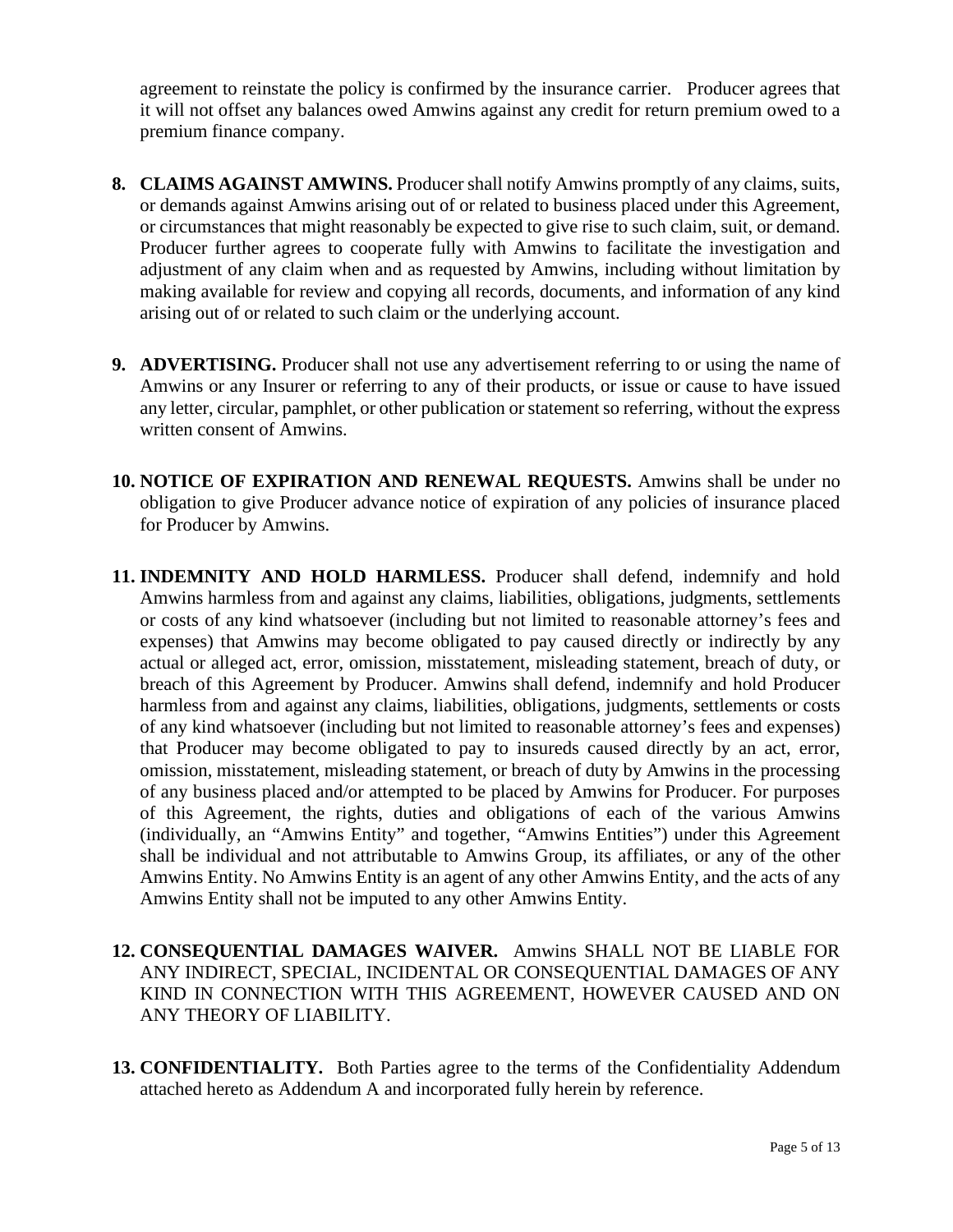agreement to reinstate the policy is confirmed by the insurance carrier. Producer agrees that it will not offset any balances owed Amwins against any credit for return premium owed to a premium finance company.

8. **CLAIMS AGAINST AMWINS.** Producer shall notify Amwins promptly of any claims, suits, or demands against Amwins arising out of or related to business placed under this Agreement, or circumstances that might reasonably be expected to give rise to such claim, suit, or demand. Producer further agrees to cooperate fully with Amwins to facilitate the investigation and adjustment of any claim when and as requested by Amwins, including without limitation by making available for review and copying all records, documents, and information of any kind arising out of or related to such claim or the underlying account.

9. **ADVERTISING.** Producer shall not use any advertisement referring to or using the name of Amwins or any Insurer or referring to any of their products, or issue or cause to have issued any letter, circular, pamphlet, or other publication or statement so referring, without the express written consent of Amwins.

10. **NOTICE OF EXPIRATION AND RENEWAL REQUESTS.** Amwins shall be under no obligation to give Producer advance notice of expiration of any policies of insurance placed for Producer by Amwins.

11. **INDEMNITY AND HOLD HARMLESS.** Producer shall defend, indemnify and hold Amwins harmless from and against any claims, liabilities, obligations, judgments, settlements or costs of any kind whatsoever (including but not limited to reasonable attorney's fees and expenses) that Amwins may become obligated to pay caused directly or indirectly by any actual or alleged act, error, omission, misstatement, misleading statement, breach of duty, or breach of this Agreement by Producer. Amwins shall defend, indemnify and hold Producer harmless from and against any claims, liabilities, obligations, judgments, settlements or costs of any kind whatsoever (including but not limited to reasonable attorney's fees and expenses) that Producer may become obligated to pay to insureds caused directly by an act, error, omission, misstatement, misleading statement, or breach of duty by Amwins in the processing of any business placed and/or attempted to be placed by Amwins for Producer. For purposes of this Agreement, the rights, duties and obligations of each of the various Amwins (individually, an "Amwins Entity" and together, "Amwins Entities") under this Agreement shall be individual and not attributable to Amwins Group, its affiliates, or any of the other Amwins Entity. No Amwins Entity is an agent of any other Amwins Entity, and the acts of any Amwins Entity shall not be imputed to any other Amwins Entity.

12. **CONSEQUENTIAL DAMAGES WAIVER.** Amwins SHALL NOT BE LIABLE FOR ANY INDIRECT, SPECIAL, INCIDENTAL OR CONSEQUENTIAL DAMAGES OF ANY KIND IN CONNECTION WITH THIS AGREEMENT, HOWEVER CAUSED AND ON ANY THEORY OF LIABILITY.

13. **CONFIDENTIALITY.** Both Parties agree to the terms of the Confidentiality Addendum attached hereto as Addendum A and incorporated fully herein by reference.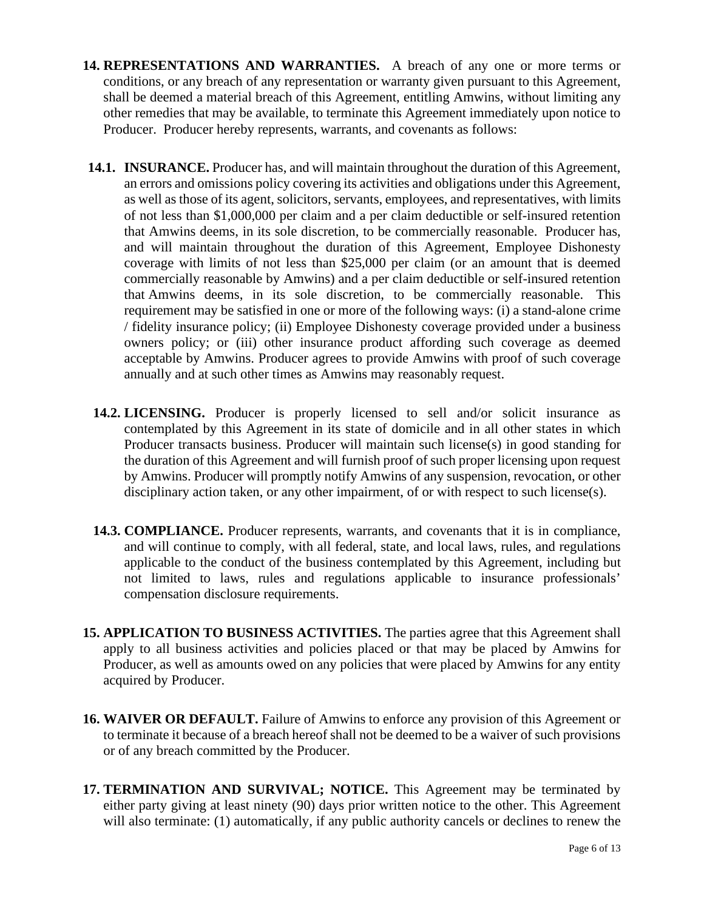**14. REPRESENTATIONS AND WARRANTIES.** A breach of any one or more terms or conditions, or any breach of any representation or warranty given pursuant to this Agreement, shall be deemed a material breach of this Agreement, entitling Amwins, without limiting any other remedies that may be available, to terminate this Agreement immediately upon notice to Producer. Producer hereby represents, warrants, and covenants as follows:

**14.1. INSURANCE.** Producer has, and will maintain throughout the duration of this Agreement, an errors and omissions policy covering its activities and obligations under this Agreement, as well as those of its agent, solicitors, servants, employees, and representatives, with limits of not less than $1,000,000 per claim and a per claim deductible or self-insured retention that Amwins deems, in its sole discretion, to be commercially reasonable. Producer has, and will maintain throughout the duration of this Agreement, Employee Dishonesty coverage with limits of not less than $25,000 per claim (or an amount that is deemed commercially reasonable by Amwins) and a per claim deductible or self-insured retention that Amwins deems, in its sole discretion, to be commercially reasonable. This requirement may be satisfied in one or more of the following ways: (i) a stand-alone crime / fidelity insurance policy; (ii) Employee Dishonesty coverage provided under a business owners policy; or (iii) other insurance product affording such coverage as deemed acceptable by Amwins. Producer agrees to provide Amwins with proof of such coverage annually and at such other times as Amwins may reasonably request.

**14.2. LICENSING.** Producer is properly licensed to sell and/or solicit insurance as contemplated by this Agreement in its state of domicile and in all other states in which Producer transacts business. Producer will maintain such license(s) in good standing for the duration of this Agreement and will furnish proof of such proper licensing upon request by Amwins. Producer will promptly notify Amwins of any suspension, revocation, or other disciplinary action taken, or any other impairment, of or with respect to such license(s).

**14.3. COMPLIANCE.** Producer represents, warrants, and covenants that it is in compliance, and will continue to comply, with all federal, state, and local laws, rules, and regulations applicable to the conduct of the business contemplated by this Agreement, including but not limited to laws, rules and regulations applicable to insurance professionals' compensation disclosure requirements.

**15. APPLICATION TO BUSINESS ACTIVITIES.** The parties agree that this Agreement shall apply to all business activities and policies placed or that may be placed by Amwins for Producer, as well as amounts owed on any policies that were placed by Amwins for any entity acquired by Producer.

**16. WAIVER OR DEFAULT.** Failure of Amwins to enforce any provision of this Agreement or to terminate it because of a breach hereof shall not be deemed to be a waiver of such provisions or of any breach committed by the Producer.

**17. TERMINATION AND SURVIVAL; NOTICE.** This Agreement may be terminated by either party giving at least ninety (90) days prior written notice to the other. This Agreement will also terminate: (1) automatically, if any public authority cancels or declines to renew the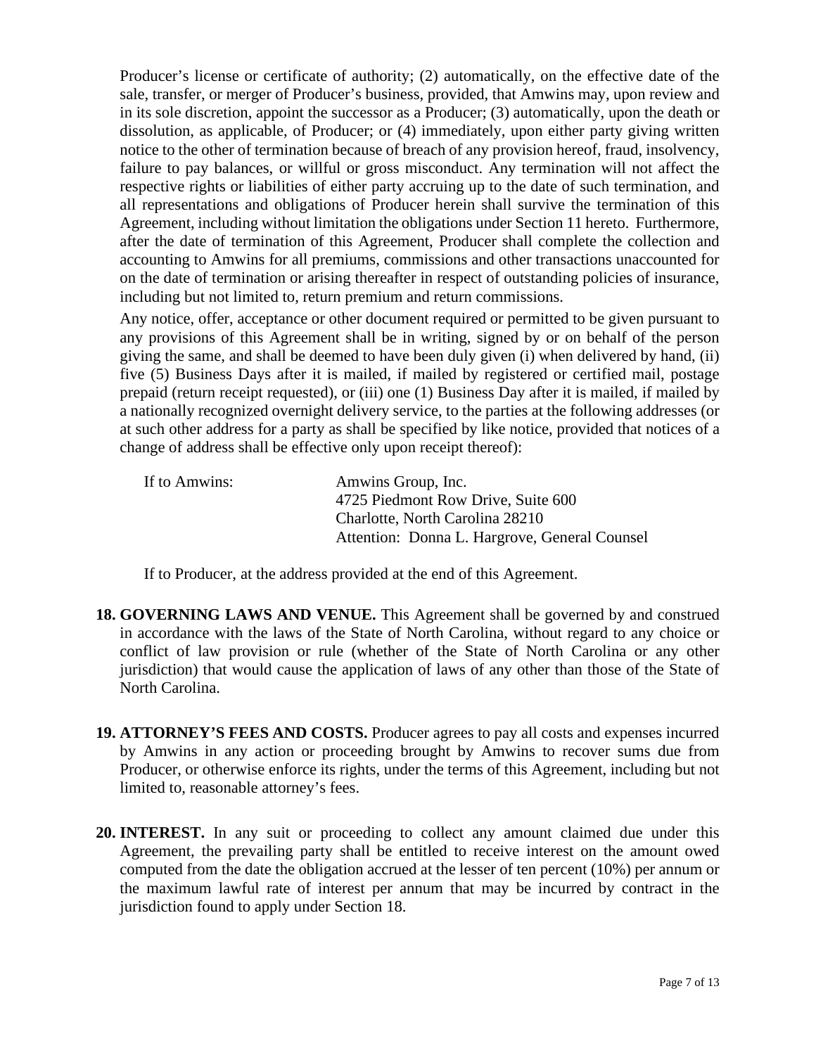Producer's license or certificate of authority; (2) automatically, on the effective date of the sale, transfer, or merger of Producer's business, provided, that Amwins may, upon review and in its sole discretion, appoint the successor as a Producer; (3) automatically, upon the death or dissolution, as applicable, of Producer; or (4) immediately, upon either party giving written notice to the other of termination because of breach of any provision hereof, fraud, insolvency, failure to pay balances, or willful or gross misconduct. Any termination will not affect the respective rights or liabilities of either party accruing up to the date of such termination, and all representations and obligations of Producer herein shall survive the termination of this Agreement, including without limitation the obligations under Section 11 hereto. Furthermore, after the date of termination of this Agreement, Producer shall complete the collection and accounting to Amwins for all premiums, commissions and other transactions unaccounted for on the date of termination or arising thereafter in respect of outstanding policies of insurance, including but not limited to, return premium and return commissions.

Any notice, offer, acceptance or other document required or permitted to be given pursuant to any provisions of this Agreement shall be in writing, signed by or on behalf of the person giving the same, and shall be deemed to have been duly given (i) when delivered by hand, (ii) five (5) Business Days after it is mailed, if mailed by registered or certified mail, postage prepaid (return receipt requested), or (iii) one (1) Business Day after it is mailed, if mailed by a nationally recognized overnight delivery service, to the parties at the following addresses (or at such other address for a party as shall be specified by like notice, provided that notices of a change of address shall be effective only upon receipt thereof):

If to Amwins:
Amwins Group, Inc.
4725 Piedmont Row Drive, Suite 600
Charlotte, North Carolina 28210
Attention: Donna L. Hargrove, General Counsel

If to Producer, at the address provided at the end of this Agreement.

**18. GOVERNING LAWS AND VENUE.** This Agreement shall be governed by and construed in accordance with the laws of the State of North Carolina, without regard to any choice or conflict of law provision or rule (whether of the State of North Carolina or any other jurisdiction) that would cause the application of laws of any other than those of the State of North Carolina.

**19. ATTORNEY'S FEES AND COSTS.** Producer agrees to pay all costs and expenses incurred by Amwins in any action or proceeding brought by Amwins to recover sums due from Producer, or otherwise enforce its rights, under the terms of this Agreement, including but not limited to, reasonable attorney's fees.

**20. INTEREST.** In any suit or proceeding to collect any amount claimed due under this Agreement, the prevailing party shall be entitled to receive interest on the amount owed computed from the date the obligation accrued at the lesser of ten percent (10%) per annum or the maximum lawful rate of interest per annum that may be incurred by contract in the jurisdiction found to apply under Section 18.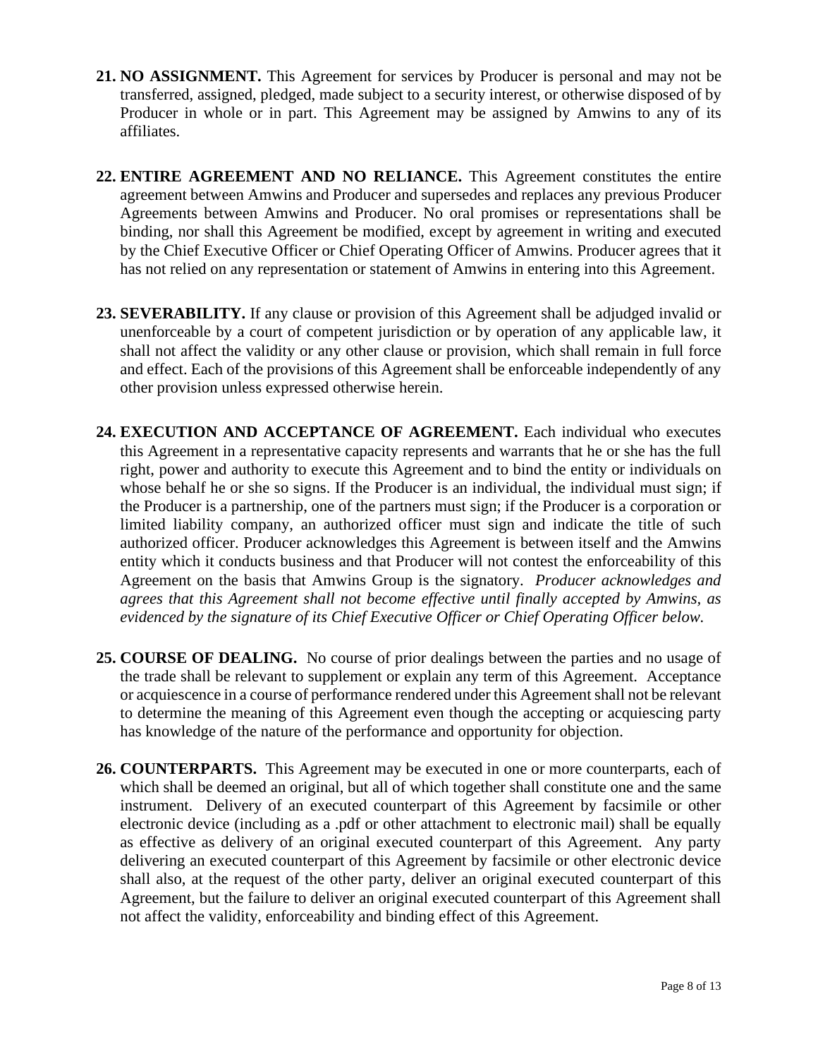**21. NO ASSIGNMENT.** This Agreement for services by Producer is personal and may not be transferred, assigned, pledged, made subject to a security interest, or otherwise disposed of by Producer in whole or in part. This Agreement may be assigned by Amwins to any of its affiliates.

**22. ENTIRE AGREEMENT AND NO RELIANCE.** This Agreement constitutes the entire agreement between Amwins and Producer and supersedes and replaces any previous Producer Agreements between Amwins and Producer. No oral promises or representations shall be binding, nor shall this Agreement be modified, except by agreement in writing and executed by the Chief Executive Officer or Chief Operating Officer of Amwins. Producer agrees that it has not relied on any representation or statement of Amwins in entering into this Agreement.

**23. SEVERABILITY.** If any clause or provision of this Agreement shall be adjudged invalid or unenforceable by a court of competent jurisdiction or by operation of any applicable law, it shall not affect the validity or any other clause or provision, which shall remain in full force and effect. Each of the provisions of this Agreement shall be enforceable independently of any other provision unless expressed otherwise herein.

**24. EXECUTION AND ACCEPTANCE OF AGREEMENT.** Each individual who executes this Agreement in a representative capacity represents and warrants that he or she has the full right, power and authority to execute this Agreement and to bind the entity or individuals on whose behalf he or she so signs. If the Producer is an individual, the individual must sign; if the Producer is a partnership, one of the partners must sign; if the Producer is a corporation or limited liability company, an authorized officer must sign and indicate the title of such authorized officer. Producer acknowledges this Agreement is between itself and the Amwins entity which it conducts business and that Producer will not contest the enforceability of this Agreement on the basis that Amwins Group is the signatory. *Producer acknowledges and agrees that this Agreement shall not become effective until finally accepted by Amwins, as evidenced by the signature of its Chief Executive Officer or Chief Operating Officer below.*

**25. COURSE OF DEALING.** No course of prior dealings between the parties and no usage of the trade shall be relevant to supplement or explain any term of this Agreement. Acceptance or acquiescence in a course of performance rendered under this Agreement shall not be relevant to determine the meaning of this Agreement even though the accepting or acquiescing party has knowledge of the nature of the performance and opportunity for objection.

**26. COUNTERPARTS.** This Agreement may be executed in one or more counterparts, each of which shall be deemed an original, but all of which together shall constitute one and the same instrument. Delivery of an executed counterpart of this Agreement by facsimile or other electronic device (including as a .pdf or other attachment to electronic mail) shall be equally as effective as delivery of an original executed counterpart of this Agreement. Any party delivering an executed counterpart of this Agreement by facsimile or other electronic device shall also, at the request of the other party, deliver an original executed counterpart of this Agreement, but the failure to deliver an original executed counterpart of this Agreement shall not affect the validity, enforceability and binding effect of this Agreement.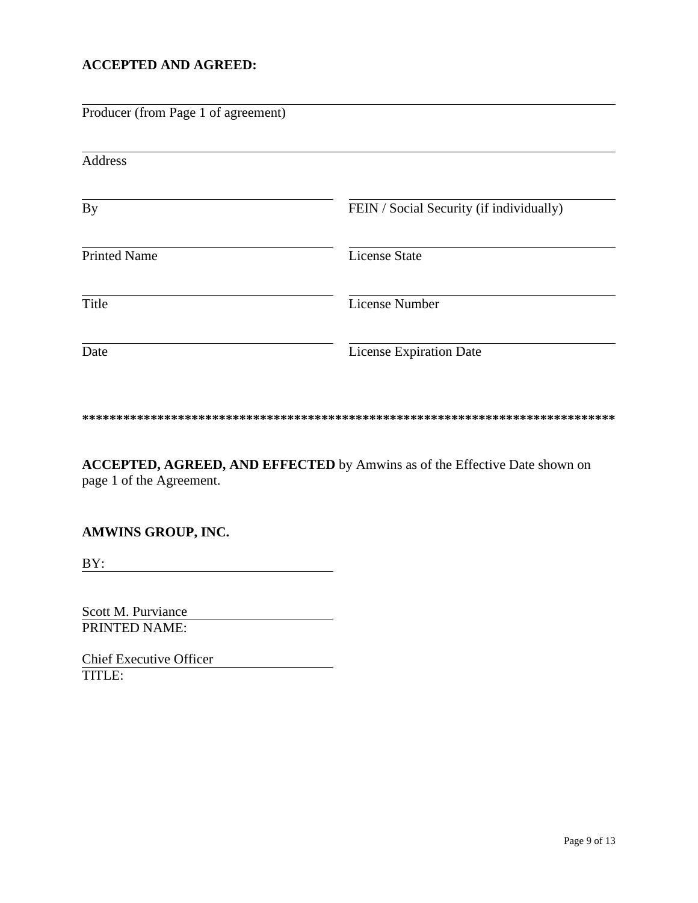**ACCEPTED AND AGREED:**

\_\_\_\_\_\_\_\_\_\_\_\_\_\_\_\_\_\_\_\_\_\_\_\_\_\_\_\_\_\_\_\_\_\_\_\_\_\_\_\_\_\_\_\_\_\_\_\_\_\_\_\_\_\_\_\_
Producer (from Page 1 of agreement)

\_\_\_\_\_\_\_\_\_\_\_\_\_\_\_\_\_\_\_\_\_\_\_\_\_\_\_\_\_\_\_\_\_\_\_\_\_\_\_\_\_\_\_\_\_\_\_\_\_\_\_\_\_\_\_\_
Address

| | |
|---|---|
| \_\_\_\_\_\_\_\_\_\_\_\_\_\_\_\_\_\_\_\_\_\_\_\_\_\_\_ | \_\_\_\_\_\_\_\_\_\_\_\_\_\_\_\_\_\_\_\_\_\_\_\_\_\_\_ |
| By | FEIN / Social Security (if individually) |
| \_\_\_\_\_\_\_\_\_\_\_\_\_\_\_\_\_\_\_\_\_\_\_\_\_\_\_ | \_\_\_\_\_\_\_\_\_\_\_\_\_\_\_\_\_\_\_\_\_\_\_\_\_\_\_ |
| Printed Name | License State |
| \_\_\_\_\_\_\_\_\_\_\_\_\_\_\_\_\_\_\_\_\_\_\_\_\_\_\_ | \_\_\_\_\_\_\_\_\_\_\_\_\_\_\_\_\_\_\_\_\_\_\_\_\_\_\_ |
| Title | License Number |
| \_\_\_\_\_\_\_\_\_\_\_\_\_\_\_\_\_\_\_\_\_\_\_\_\_\_\_ | \_\_\_\_\_\_\_\_\_\_\_\_\_\_\_\_\_\_\_\_\_\_\_\_\_\_\_ |
| Date | License Expiration Date |

**\*\*\*\*\*\*\*\*\*\*\*\*\*\*\*\*\*\*\*\*\*\*\*\*\*\*\*\*\*\*\*\*\*\*\*\*\*\*\*\*\*\*\*\*\*\*\*\*\*\*\*\*\*\*\*\*\*\*\*\*\*\*\*\*\*\*\*\*\*\*\*\*\*\*\*\*\*\***

**ACCEPTED, AGREED, AND EFFECTED** by Amwins as of the Effective Date shown on page 1 of the Agreement.

**AMWINS GROUP, INC.**

BY: \_\_\_\_\_\_\_\_\_\_\_\_\_\_\_\_\_\_\_\_\_\_\_\_\_\_\_

Scott M. Purviance
PRINTED NAME:

Chief Executive Officer
TITLE: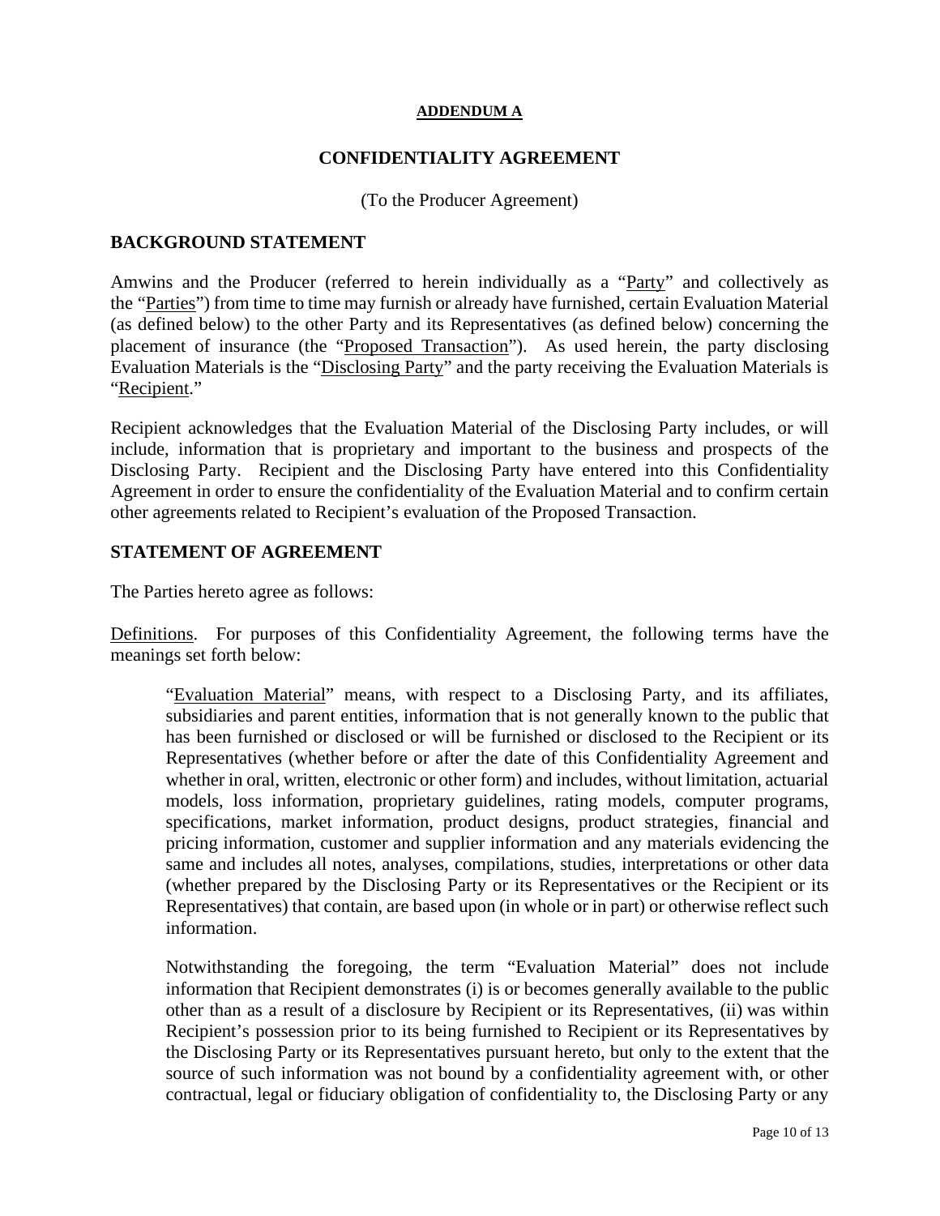**<u>ADDENDUM A</u>**

# CONFIDENTIALITY AGREEMENT

(To the Producer Agreement)

## BACKGROUND STATEMENT

Amwins and the Producer (referred to herein individually as a "<u>Party</u>" and collectively as the "<u>Parties</u>") from time to time may furnish or already have furnished, certain Evaluation Material (as defined below) to the other Party and its Representatives (as defined below) concerning the placement of insurance (the "<u>Proposed Transaction</u>"). As used herein, the party disclosing Evaluation Materials is the "<u>Disclosing Party</u>" and the party receiving the Evaluation Materials is "<u>Recipient</u>."

Recipient acknowledges that the Evaluation Material of the Disclosing Party includes, or will include, information that is proprietary and important to the business and prospects of the Disclosing Party. Recipient and the Disclosing Party have entered into this Confidentiality Agreement in order to ensure the confidentiality of the Evaluation Material and to confirm certain other agreements related to Recipient's evaluation of the Proposed Transaction.

## STATEMENT OF AGREEMENT

The Parties hereto agree as follows:

<u>Definitions</u>. For purposes of this Confidentiality Agreement, the following terms have the meanings set forth below:

> "<u>Evaluation Material</u>" means, with respect to a Disclosing Party, and its affiliates, subsidiaries and parent entities, information that is not generally known to the public that has been furnished or disclosed or will be furnished or disclosed to the Recipient or its Representatives (whether before or after the date of this Confidentiality Agreement and whether in oral, written, electronic or other form) and includes, without limitation, actuarial models, loss information, proprietary guidelines, rating models, computer programs, specifications, market information, product designs, product strategies, financial and pricing information, customer and supplier information and any materials evidencing the same and includes all notes, analyses, compilations, studies, interpretations or other data (whether prepared by the Disclosing Party or its Representatives or the Recipient or its Representatives) that contain, are based upon (in whole or in part) or otherwise reflect such information.
>
> Notwithstanding the foregoing, the term "Evaluation Material" does not include information that Recipient demonstrates (i) is or becomes generally available to the public other than as a result of a disclosure by Recipient or its Representatives, (ii) was within Recipient's possession prior to its being furnished to Recipient or its Representatives by the Disclosing Party or its Representatives pursuant hereto, but only to the extent that the source of such information was not bound by a confidentiality agreement with, or other contractual, legal or fiduciary obligation of confidentiality to, the Disclosing Party or any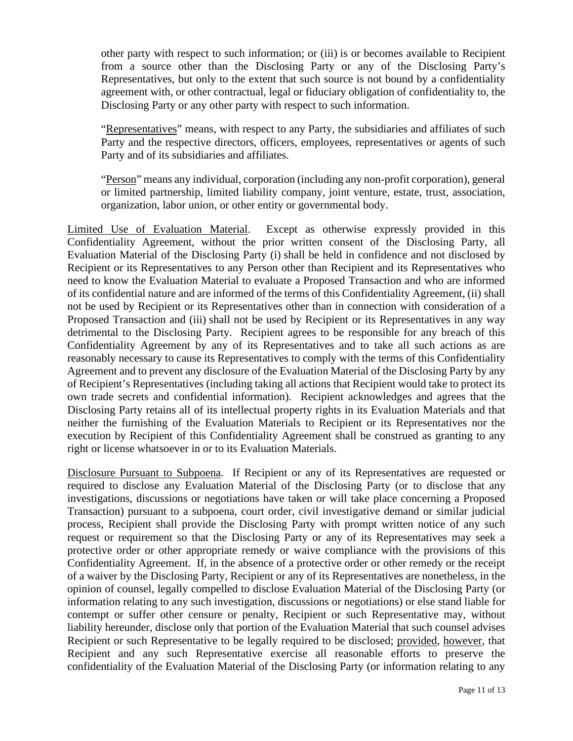other party with respect to such information; or (iii) is or becomes available to Recipient from a source other than the Disclosing Party or any of the Disclosing Party's Representatives, but only to the extent that such source is not bound by a confidentiality agreement with, or other contractual, legal or fiduciary obligation of confidentiality to, the Disclosing Party or any other party with respect to such information.

"Representatives" means, with respect to any Party, the subsidiaries and affiliates of such Party and the respective directors, officers, employees, representatives or agents of such Party and of its subsidiaries and affiliates.

"Person" means any individual, corporation (including any non-profit corporation), general or limited partnership, limited liability company, joint venture, estate, trust, association, organization, labor union, or other entity or governmental body.

Limited Use of Evaluation Material. Except as otherwise expressly provided in this Confidentiality Agreement, without the prior written consent of the Disclosing Party, all Evaluation Material of the Disclosing Party (i) shall be held in confidence and not disclosed by Recipient or its Representatives to any Person other than Recipient and its Representatives who need to know the Evaluation Material to evaluate a Proposed Transaction and who are informed of its confidential nature and are informed of the terms of this Confidentiality Agreement, (ii) shall not be used by Recipient or its Representatives other than in connection with consideration of a Proposed Transaction and (iii) shall not be used by Recipient or its Representatives in any way detrimental to the Disclosing Party. Recipient agrees to be responsible for any breach of this Confidentiality Agreement by any of its Representatives and to take all such actions as are reasonably necessary to cause its Representatives to comply with the terms of this Confidentiality Agreement and to prevent any disclosure of the Evaluation Material of the Disclosing Party by any of Recipient's Representatives (including taking all actions that Recipient would take to protect its own trade secrets and confidential information). Recipient acknowledges and agrees that the Disclosing Party retains all of its intellectual property rights in its Evaluation Materials and that neither the furnishing of the Evaluation Materials to Recipient or its Representatives nor the execution by Recipient of this Confidentiality Agreement shall be construed as granting to any right or license whatsoever in or to its Evaluation Materials.

Disclosure Pursuant to Subpoena. If Recipient or any of its Representatives are requested or required to disclose any Evaluation Material of the Disclosing Party (or to disclose that any investigations, discussions or negotiations have taken or will take place concerning a Proposed Transaction) pursuant to a subpoena, court order, civil investigative demand or similar judicial process, Recipient shall provide the Disclosing Party with prompt written notice of any such request or requirement so that the Disclosing Party or any of its Representatives may seek a protective order or other appropriate remedy or waive compliance with the provisions of this Confidentiality Agreement. If, in the absence of a protective order or other remedy or the receipt of a waiver by the Disclosing Party, Recipient or any of its Representatives are nonetheless, in the opinion of counsel, legally compelled to disclose Evaluation Material of the Disclosing Party (or information relating to any such investigation, discussions or negotiations) or else stand liable for contempt or suffer other censure or penalty, Recipient or such Representative may, without liability hereunder, disclose only that portion of the Evaluation Material that such counsel advises Recipient or such Representative to be legally required to be disclosed; provided, however, that Recipient and any such Representative exercise all reasonable efforts to preserve the confidentiality of the Evaluation Material of the Disclosing Party (or information relating to any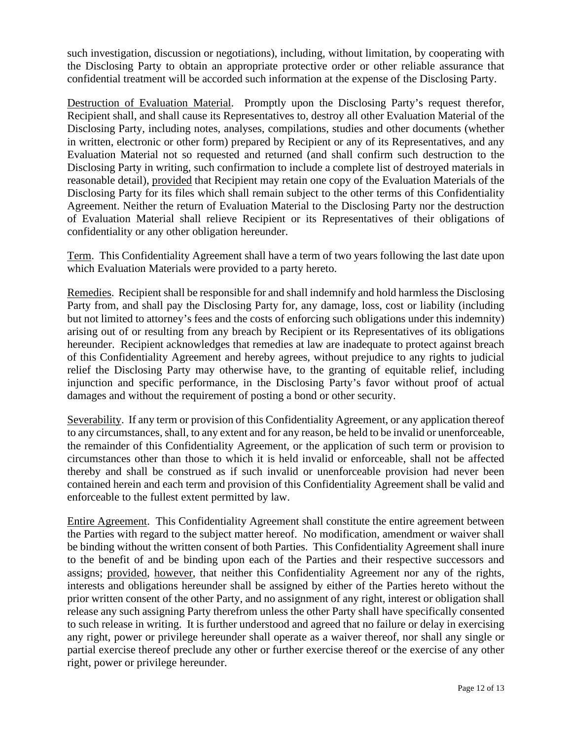such investigation, discussion or negotiations), including, without limitation, by cooperating with the Disclosing Party to obtain an appropriate protective order or other reliable assurance that confidential treatment will be accorded such information at the expense of the Disclosing Party.

Destruction of Evaluation Material. Promptly upon the Disclosing Party's request therefor, Recipient shall, and shall cause its Representatives to, destroy all other Evaluation Material of the Disclosing Party, including notes, analyses, compilations, studies and other documents (whether in written, electronic or other form) prepared by Recipient or any of its Representatives, and any Evaluation Material not so requested and returned (and shall confirm such destruction to the Disclosing Party in writing, such confirmation to include a complete list of destroyed materials in reasonable detail), provided that Recipient may retain one copy of the Evaluation Materials of the Disclosing Party for its files which shall remain subject to the other terms of this Confidentiality Agreement. Neither the return of Evaluation Material to the Disclosing Party nor the destruction of Evaluation Material shall relieve Recipient or its Representatives of their obligations of confidentiality or any other obligation hereunder.

Term. This Confidentiality Agreement shall have a term of two years following the last date upon which Evaluation Materials were provided to a party hereto.

Remedies. Recipient shall be responsible for and shall indemnify and hold harmless the Disclosing Party from, and shall pay the Disclosing Party for, any damage, loss, cost or liability (including but not limited to attorney's fees and the costs of enforcing such obligations under this indemnity) arising out of or resulting from any breach by Recipient or its Representatives of its obligations hereunder. Recipient acknowledges that remedies at law are inadequate to protect against breach of this Confidentiality Agreement and hereby agrees, without prejudice to any rights to judicial relief the Disclosing Party may otherwise have, to the granting of equitable relief, including injunction and specific performance, in the Disclosing Party's favor without proof of actual damages and without the requirement of posting a bond or other security.

Severability. If any term or provision of this Confidentiality Agreement, or any application thereof to any circumstances, shall, to any extent and for any reason, be held to be invalid or unenforceable, the remainder of this Confidentiality Agreement, or the application of such term or provision to circumstances other than those to which it is held invalid or enforceable, shall not be affected thereby and shall be construed as if such invalid or unenforceable provision had never been contained herein and each term and provision of this Confidentiality Agreement shall be valid and enforceable to the fullest extent permitted by law.

Entire Agreement. This Confidentiality Agreement shall constitute the entire agreement between the Parties with regard to the subject matter hereof. No modification, amendment or waiver shall be binding without the written consent of both Parties. This Confidentiality Agreement shall inure to the benefit of and be binding upon each of the Parties and their respective successors and assigns; provided, however, that neither this Confidentiality Agreement nor any of the rights, interests and obligations hereunder shall be assigned by either of the Parties hereto without the prior written consent of the other Party, and no assignment of any right, interest or obligation shall release any such assigning Party therefrom unless the other Party shall have specifically consented to such release in writing. It is further understood and agreed that no failure or delay in exercising any right, power or privilege hereunder shall operate as a waiver thereof, nor shall any single or partial exercise thereof preclude any other or further exercise thereof or the exercise of any other right, power or privilege hereunder.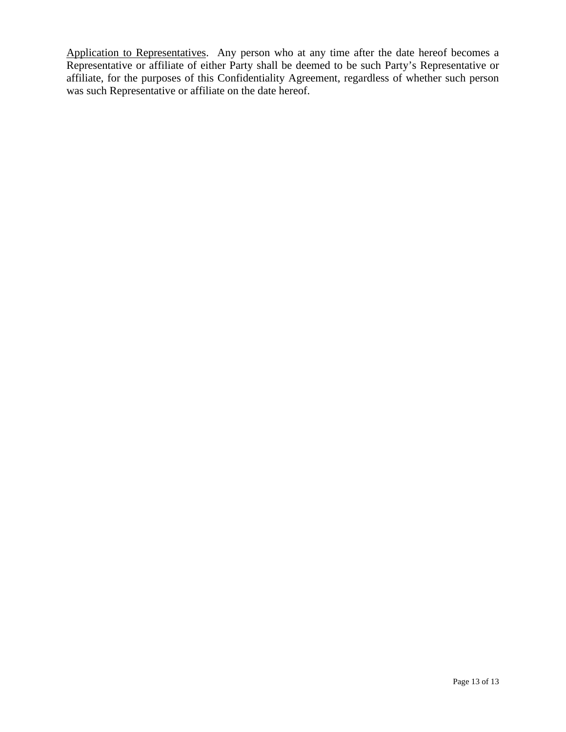<u>Application to Representatives</u>. Any person who at any time after the date hereof becomes a Representative or affiliate of either Party shall be deemed to be such Party's Representative or affiliate, for the purposes of this Confidentiality Agreement, regardless of whether such person was such Representative or affiliate on the date hereof.